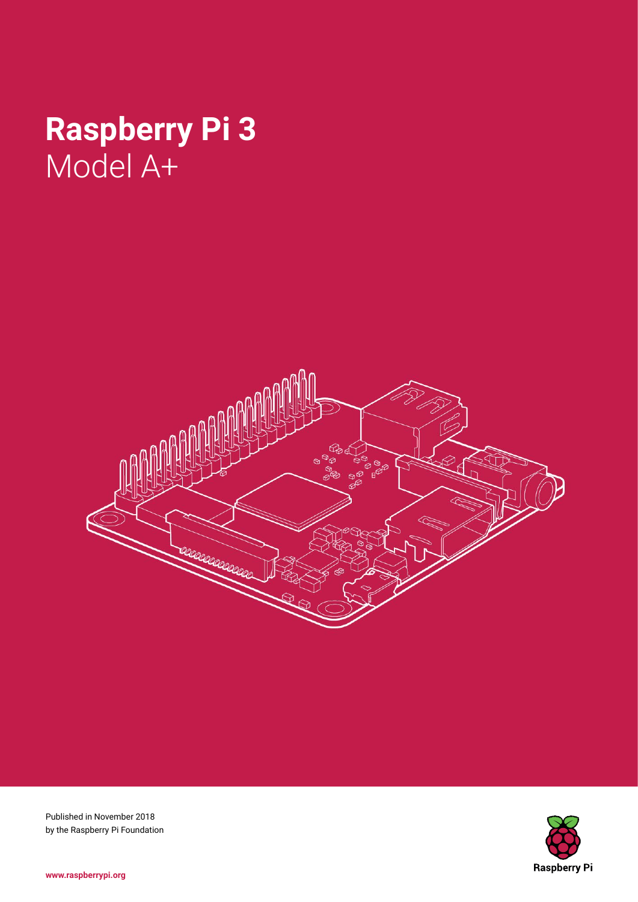# **Raspberry Pi 3**
Model A+

Published in November 2018
by the Raspberry Pi Foundation

Raspberry Pi

www.raspberrypi.org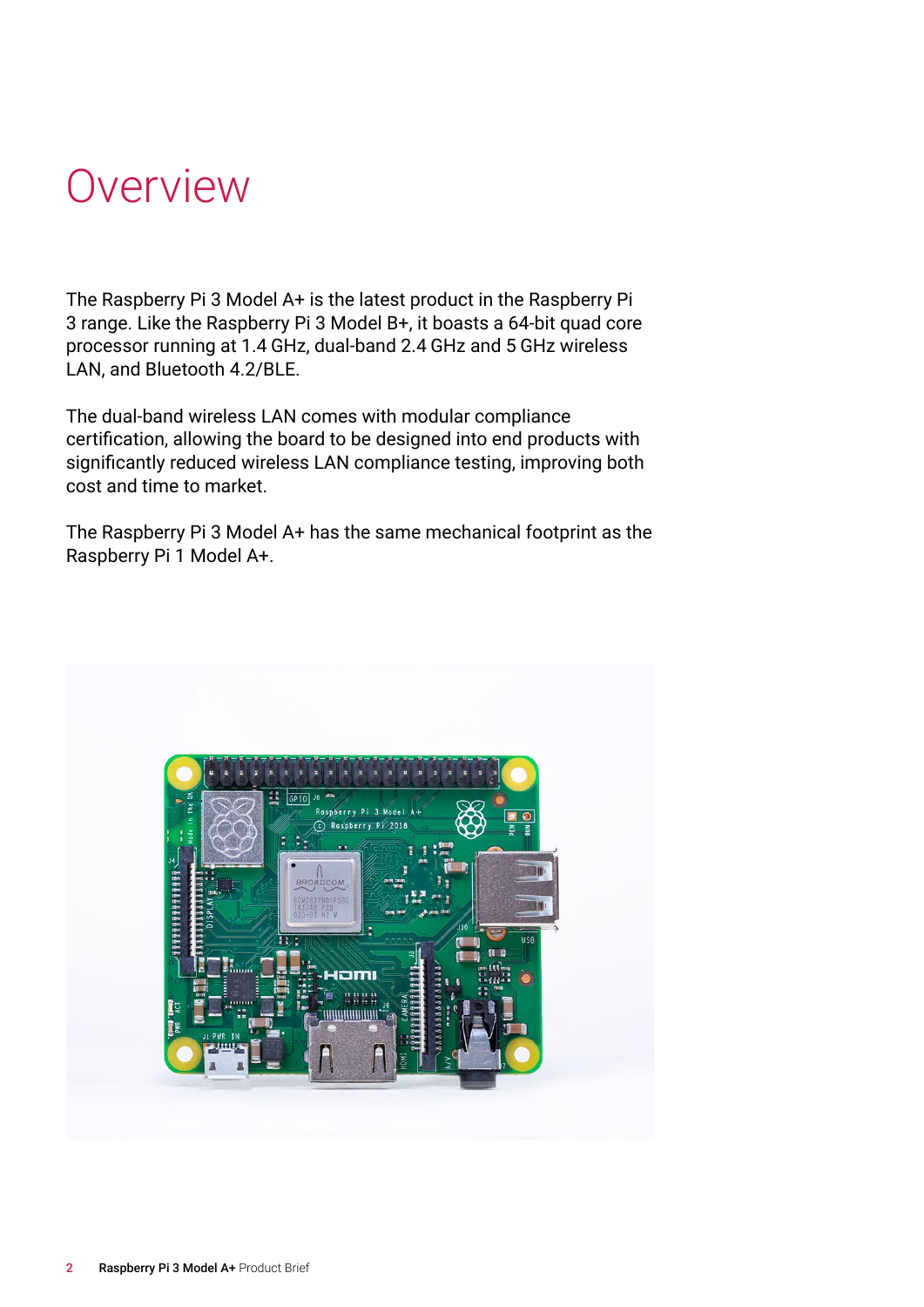# Overview

The Raspberry Pi 3 Model A+ is the latest product in the Raspberry Pi 3 range. Like the Raspberry Pi 3 Model B+, it boasts a 64-bit quad core processor running at 1.4 GHz, dual-band 2.4 GHz and 5 GHz wireless LAN, and Bluetooth 4.2/BLE.

The dual-band wireless LAN comes with modular compliance certification, allowing the board to be designed into end products with significantly reduced wireless LAN compliance testing, improving both cost and time to market.

The Raspberry Pi 3 Model A+ has the same mechanical footprint as the Raspberry Pi 1 Model A+.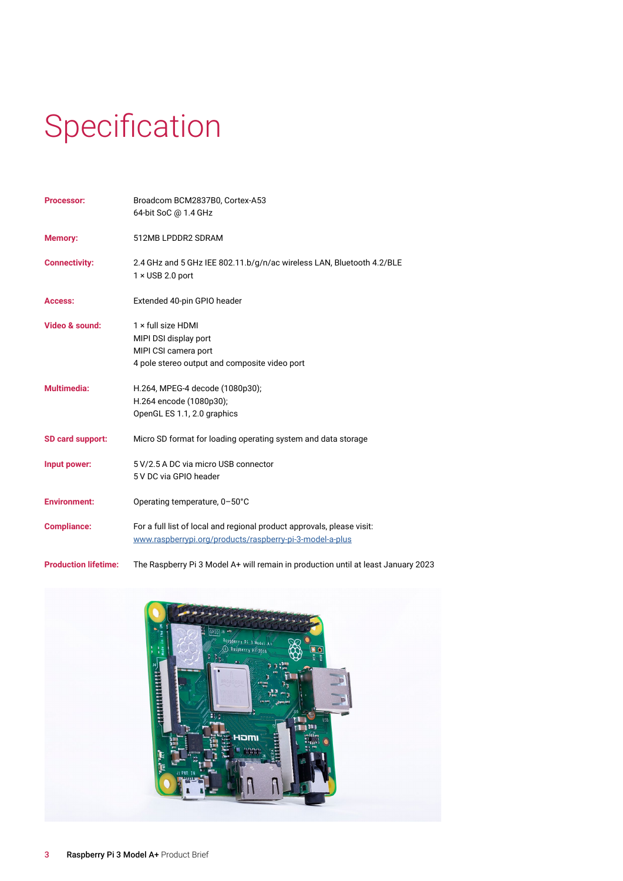# Specification

| | |
|---|---|
| **Processor:** | Broadcom BCM2837B0, Cortex-A53<br>64-bit SoC @ 1.4 GHz |
| **Memory:** | 512MB LPDDR2 SDRAM |
| **Connectivity:** | 2.4 GHz and 5 GHz IEE 802.11.b/g/n/ac wireless LAN, Bluetooth 4.2/BLE<br>1 × USB 2.0 port |
| **Access:** | Extended 40-pin GPIO header |
| **Video & sound:** | 1 × full size HDMI<br>MIPI DSI display port<br>MIPI CSI camera port<br>4 pole stereo output and composite video port |
| **Multimedia:** | H.264, MPEG-4 decode (1080p30);<br>H.264 encode (1080p30);<br>OpenGL ES 1.1, 2.0 graphics |
| **SD card support:** | Micro SD format for loading operating system and data storage |
| **Input power:** | 5 V/2.5 A DC via micro USB connector<br>5 V DC via GPIO header |
| **Environment:** | Operating temperature, 0–50°C |
| **Compliance:** | For a full list of local and regional product approvals, please visit:<br>www.raspberrypi.org/products/raspberry-pi-3-model-a-plus |
| **Production lifetime:** | The Raspberry Pi 3 Model A+ will remain in production until at least January 2023 |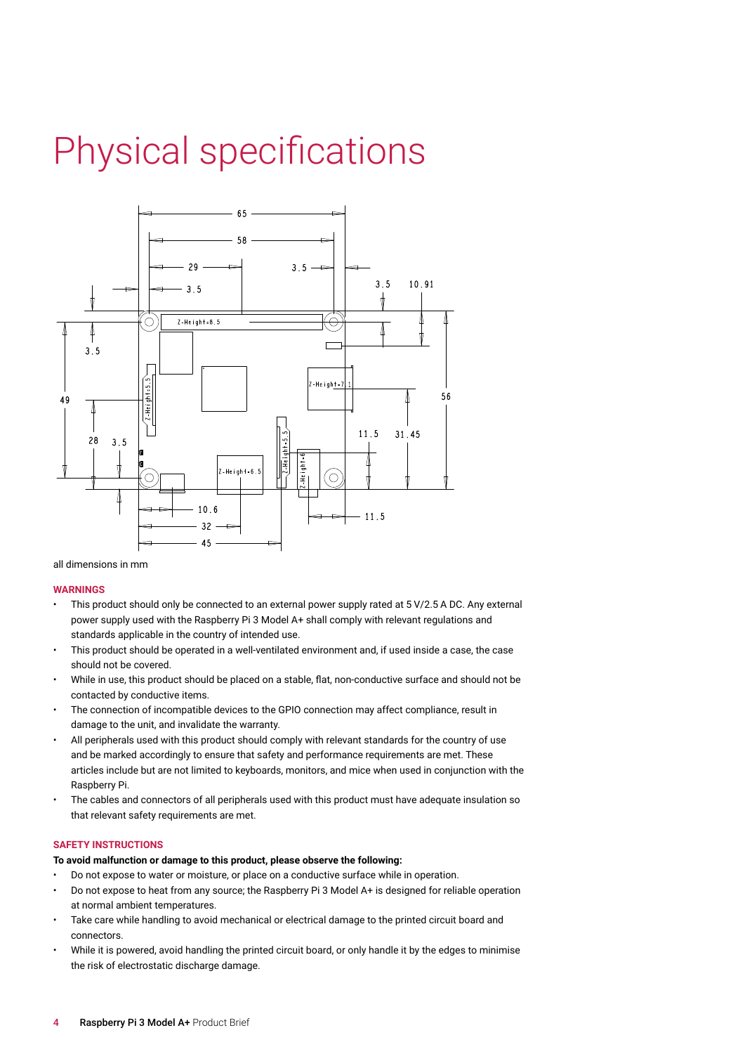# Physical specifications

all dimensions in mm

**WARNINGS**

- This product should only be connected to an external power supply rated at 5 V/2.5 A DC. Any external power supply used with the Raspberry Pi 3 Model A+ shall comply with relevant regulations and standards applicable in the country of intended use.
- This product should be operated in a well-ventilated environment and, if used inside a case, the case should not be covered.
- While in use, this product should be placed on a stable, flat, non-conductive surface and should not be contacted by conductive items.
- The connection of incompatible devices to the GPIO connection may affect compliance, result in damage to the unit, and invalidate the warranty.
- All peripherals used with this product should comply with relevant standards for the country of use and be marked accordingly to ensure that safety and performance requirements are met. These articles include but are not limited to keyboards, monitors, and mice when used in conjunction with the Raspberry Pi.
- The cables and connectors of all peripherals used with this product must have adequate insulation so that relevant safety requirements are met.

**SAFETY INSTRUCTIONS**

**To avoid malfunction or damage to this product, please observe the following:**

- Do not expose to water or moisture, or place on a conductive surface while in operation.
- Do not expose to heat from any source; the Raspberry Pi 3 Model A+ is designed for reliable operation at normal ambient temperatures.
- Take care while handling to avoid mechanical or electrical damage to the printed circuit board and connectors.
- While it is powered, avoid handling the printed circuit board, or only handle it by the edges to minimise the risk of electrostatic discharge damage.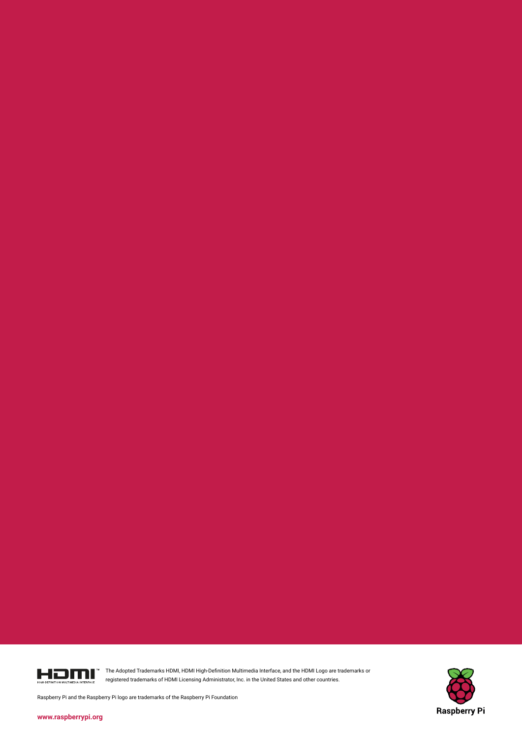The Adopted Trademarks HDMI, HDMI High-Definition Multimedia Interface, and the HDMI Logo are trademarks or registered trademarks of HDMI Licensing Administrator, Inc. in the United States and other countries.

Raspberry Pi and the Raspberry Pi logo are trademarks of the Raspberry Pi Foundation

**www.raspberrypi.org**